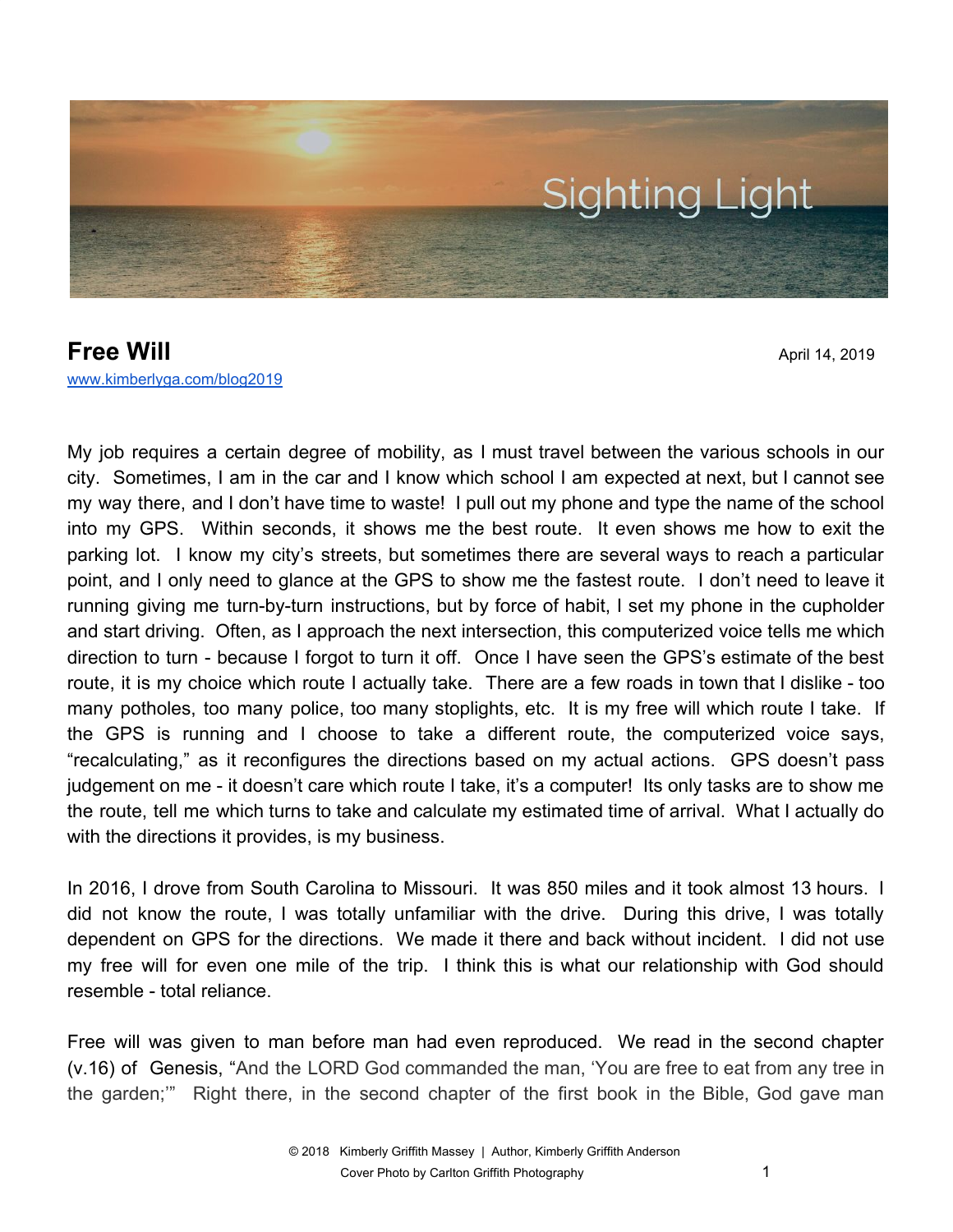Sighting Light

# Free Will

April 14, 2019

[www.kimberlyga.com/blog2019](http://www.kimberlyga.com/blog2019)

My job requires a certain degree of mobility, as I must travel between the various schools in our city. Sometimes, I am in the car and I know which school I am expected at next, but I cannot see my way there, and I don't have time to waste! I pull out my phone and type the name of the school into my GPS. Within seconds, it shows me the best route. It even shows me how to exit the parking lot. I know my city's streets, but sometimes there are several ways to reach a particular point, and I only need to glance at the GPS to show me the fastest route. I don't need to leave it running giving me turn-by-turn instructions, but by force of habit, I set my phone in the cupholder and start driving. Often, as I approach the next intersection, this computerized voice tells me which direction to turn - because I forgot to turn it off. Once I have seen the GPS's estimate of the best route, it is my choice which route I actually take. There are a few roads in town that I dislike - too many potholes, too many police, too many stoplights, etc. It is my free will which route I take. If the GPS is running and I choose to take a different route, the computerized voice says, "recalculating," as it reconfigures the directions based on my actual actions. GPS doesn't pass judgement on me - it doesn't care which route I take, it's a computer! Its only tasks are to show me the route, tell me which turns to take and calculate my estimated time of arrival. What I actually do with the directions it provides, is my business.

In 2016, I drove from South Carolina to Missouri. It was 850 miles and it took almost 13 hours. I did not know the route, I was totally unfamiliar with the drive. During this drive, I was totally dependent on GPS for the directions. We made it there and back without incident. I did not use my free will for even one mile of the trip. I think this is what our relationship with God should resemble - total reliance.

Free will was given to man before man had even reproduced. We read in the second chapter (v.16) of Genesis, "And the LORD God commanded the man, 'You are free to eat from any tree in the garden;'" Right there, in the second chapter of the first book in the Bible, God gave man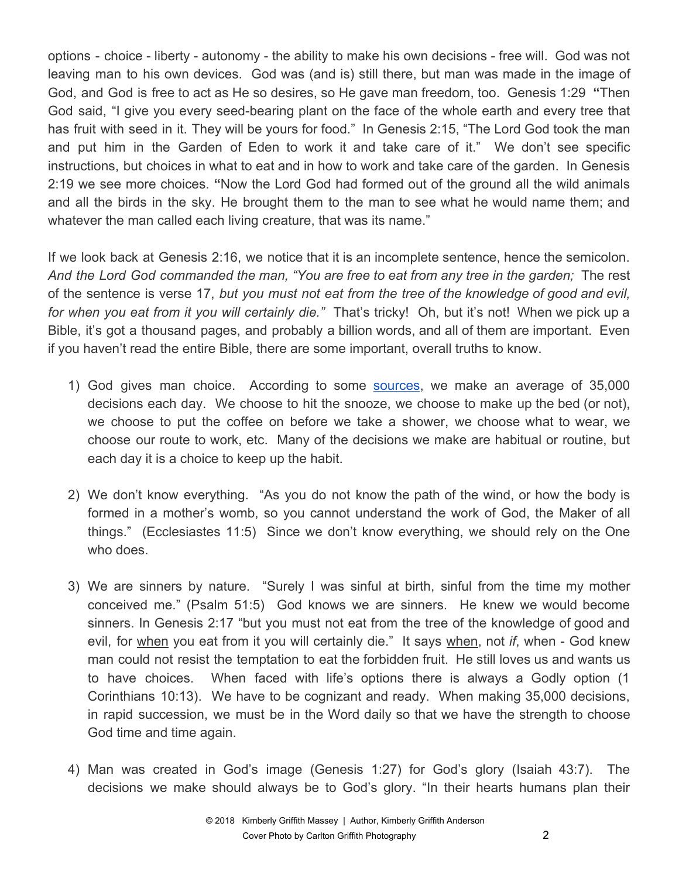options - choice - liberty - autonomy - the ability to make his own decisions - free will. God was not leaving man to his own devices. God was (and is) still there, but man was made in the image of God, and God is free to act as He so desires, so He gave man freedom, too. Genesis 1:29 **"**Then God said, "I give you every seed-bearing plant on the face of the whole earth and every tree that has fruit with seed in it. They will be yours for food." In Genesis 2:15, "The Lord God took the man and put him in the Garden of Eden to work it and take care of it." We don't see specific instructions, but choices in what to eat and in how to work and take care of the garden. In Genesis 2:19 we see more choices. **"**Now the Lord God had formed out of the ground all the wild animals and all the birds in the sky. He brought them to the man to see what he would name them; and whatever the man called each living creature, that was its name."

If we look back at Genesis 2:16, we notice that it is an incomplete sentence, hence the semicolon. *And the Lord God commanded the man, "You are free to eat from any tree in the garden;* The rest of the sentence is verse 17, *but you must not eat from the tree of the knowledge of good and evil, for when you eat from it you will certainly die."* That's tricky! Oh, but it's not! When we pick up a Bible, it's got a thousand pages, and probably a billion words, and all of them are important. Even if you haven't read the entire Bible, there are some important, overall truths to know.

1) God gives man choice. According to some [sources](), we make an average of 35,000 decisions each day. We choose to hit the snooze, we choose to make up the bed (or not), we choose to put the coffee on before we take a shower, we choose what to wear, we choose our route to work, etc. Many of the decisions we make are habitual or routine, but each day it is a choice to keep up the habit.

2) We don't know everything. "As you do not know the path of the wind, or how the body is formed in a mother's womb, so you cannot understand the work of God, the Maker of all things." (Ecclesiastes 11:5) Since we don't know everything, we should rely on the One who does.

3) We are sinners by nature. "Surely I was sinful at birth, sinful from the time my mother conceived me." (Psalm 51:5) God knows we are sinners. He knew we would become sinners. In Genesis 2:17 "but you must not eat from the tree of the knowledge of good and evil, for <u>when</u> you eat from it you will certainly die." It says <u>when</u>, not *if*, when - God knew man could not resist the temptation to eat the forbidden fruit. He still loves us and wants us to have choices. When faced with life's options there is always a Godly option (1 Corinthians 10:13). We have to be cognizant and ready. When making 35,000 decisions, in rapid succession, we must be in the Word daily so that we have the strength to choose God time and time again.

4) Man was created in God's image (Genesis 1:27) for God's glory (Isaiah 43:7). The decisions we make should always be to God's glory. "In their hearts humans plan their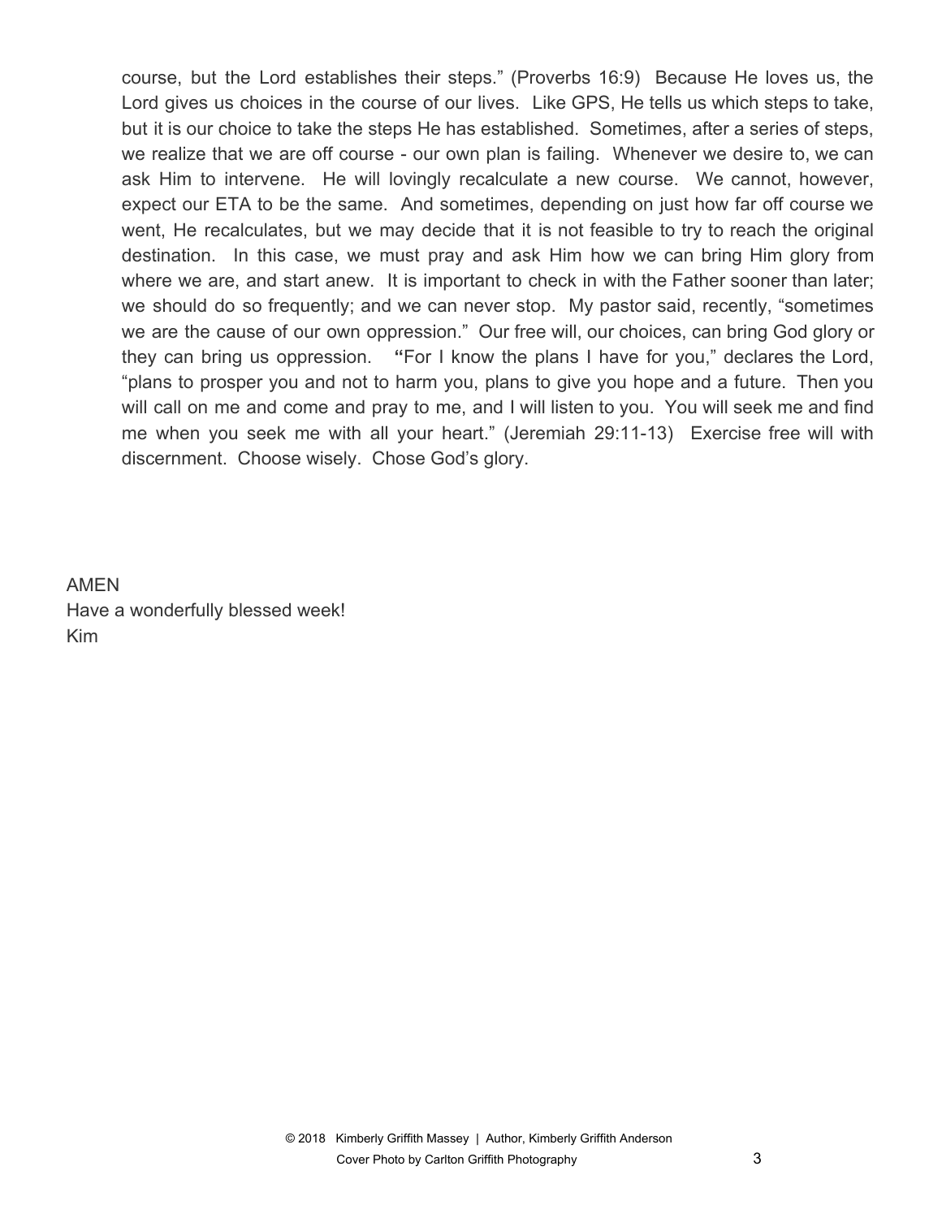course, but the Lord establishes their steps." (Proverbs 16:9) Because He loves us, the Lord gives us choices in the course of our lives. Like GPS, He tells us which steps to take, but it is our choice to take the steps He has established. Sometimes, after a series of steps, we realize that we are off course - our own plan is failing. Whenever we desire to, we can ask Him to intervene. He will lovingly recalculate a new course. We cannot, however, expect our ETA to be the same. And sometimes, depending on just how far off course we went, He recalculates, but we may decide that it is not feasible to try to reach the original destination. In this case, we must pray and ask Him how we can bring Him glory from where we are, and start anew. It is important to check in with the Father sooner than later; we should do so frequently; and we can never stop. My pastor said, recently, "sometimes we are the cause of our own oppression." Our free will, our choices, can bring God glory or they can bring us oppression. **"**For I know the plans I have for you," declares the Lord, "plans to prosper you and not to harm you, plans to give you hope and a future. Then you will call on me and come and pray to me, and I will listen to you. You will seek me and find me when you seek me with all your heart." (Jeremiah 29:11-13) Exercise free will with discernment. Choose wisely. Chose God's glory.

AMEN
Have a wonderfully blessed week!
Kim

© 2018 Kimberly Griffith Massey | Author, Kimberly Griffith Anderson
Cover Photo by Carlton Griffith Photography